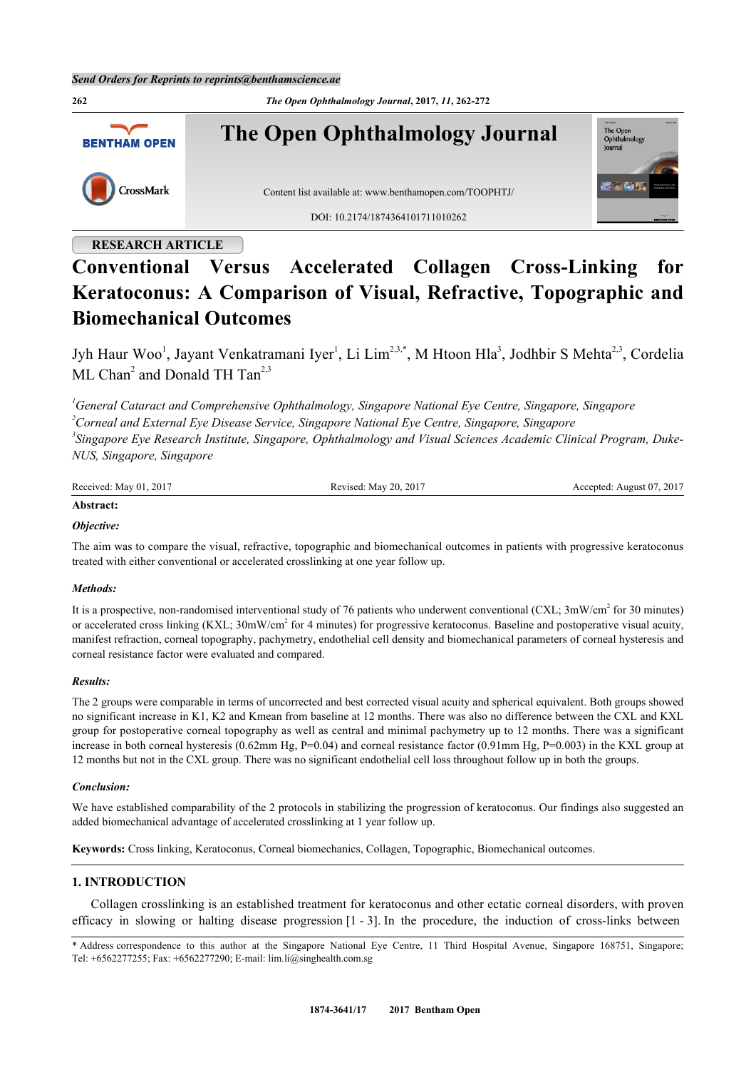Send Orders for Reprints to reprints@benthamscience.ae

RESEARCH ARTICLE

# Conventional Versus Accelerated Collagen Cross-Linking for Keratoconus: A Comparison of Visual, Refractive, Topographic and Biomechanical Outcomes

Jyh Haur Woo[1], Jayant Venkatramani Iyer[1], Li Lim[2,3,*], M Htoon Hla[3], Jodhbir S Mehta[2,3], Cordelia ML Chan[2] and Donald TH Tan[2,3]

[1]*General Cataract and Comprehensive Ophthalmology, Singapore National Eye Centre, Singapore, Singapore*
[2]*Corneal and External Eye Disease Service, Singapore National Eye Centre, Singapore, Singapore*
[3]*Singapore Eye Research Institute, Singapore, Ophthalmology and Visual Sciences Academic Clinical Program, Duke-NUS, Singapore, Singapore*

Received: May 01, 2017 Revised: May 20, 2017 Accepted: August 07, 2017

**Abstract:**

***Objective:***

The aim was to compare the visual, refractive, topographic and biomechanical outcomes in patients with progressive keratoconus treated with either conventional or accelerated crosslinking at one year follow up.

***Methods:***

It is a prospective, non-randomised interventional study of 76 patients who underwent conventional (CXL; 3mW/cm$^2$ for 30 minutes) or accelerated cross linking (KXL; 30mW/cm$^2$ for 4 minutes) for progressive keratoconus. Baseline and postoperative visual acuity, manifest refraction, corneal topography, pachymetry, endothelial cell density and biomechanical parameters of corneal hysteresis and corneal resistance factor were evaluated and compared.

***Results:***

The 2 groups were comparable in terms of uncorrected and best corrected visual acuity and spherical equivalent. Both groups showed no significant increase in K1, K2 and Kmean from baseline at 12 months. There was also no difference between the CXL and KXL group for postoperative corneal topography as well as central and minimal pachymetry up to 12 months. There was a significant increase in both corneal hysteresis (0.62mm Hg, P=0.04) and corneal resistance factor (0.91mm Hg, P=0.003) in the KXL group at 12 months but not in the CXL group. There was no significant endothelial cell loss throughout follow up in both the groups.

***Conclusion:***

We have established comparability of the 2 protocols in stabilizing the progression of keratoconus. Our findings also suggested an added biomechanical advantage of accelerated crosslinking at 1 year follow up.

**Keywords:** Cross linking, Keratoconus, Corneal biomechanics, Collagen, Topographic, Biomechanical outcomes.

## 1. INTRODUCTION

Collagen crosslinking is an established treatment for keratoconus and other ectatic corneal disorders, with proven efficacy in slowing or halting disease progression [1 - 3]. In the procedure, the induction of cross-links between

* Address correspondence to this author at the Singapore National Eye Centre, 11 Third Hospital Avenue, Singapore 168751, Singapore; Tel: +6562277255; Fax: +6562277290; E-mail: lim.li@singhealth.com.sg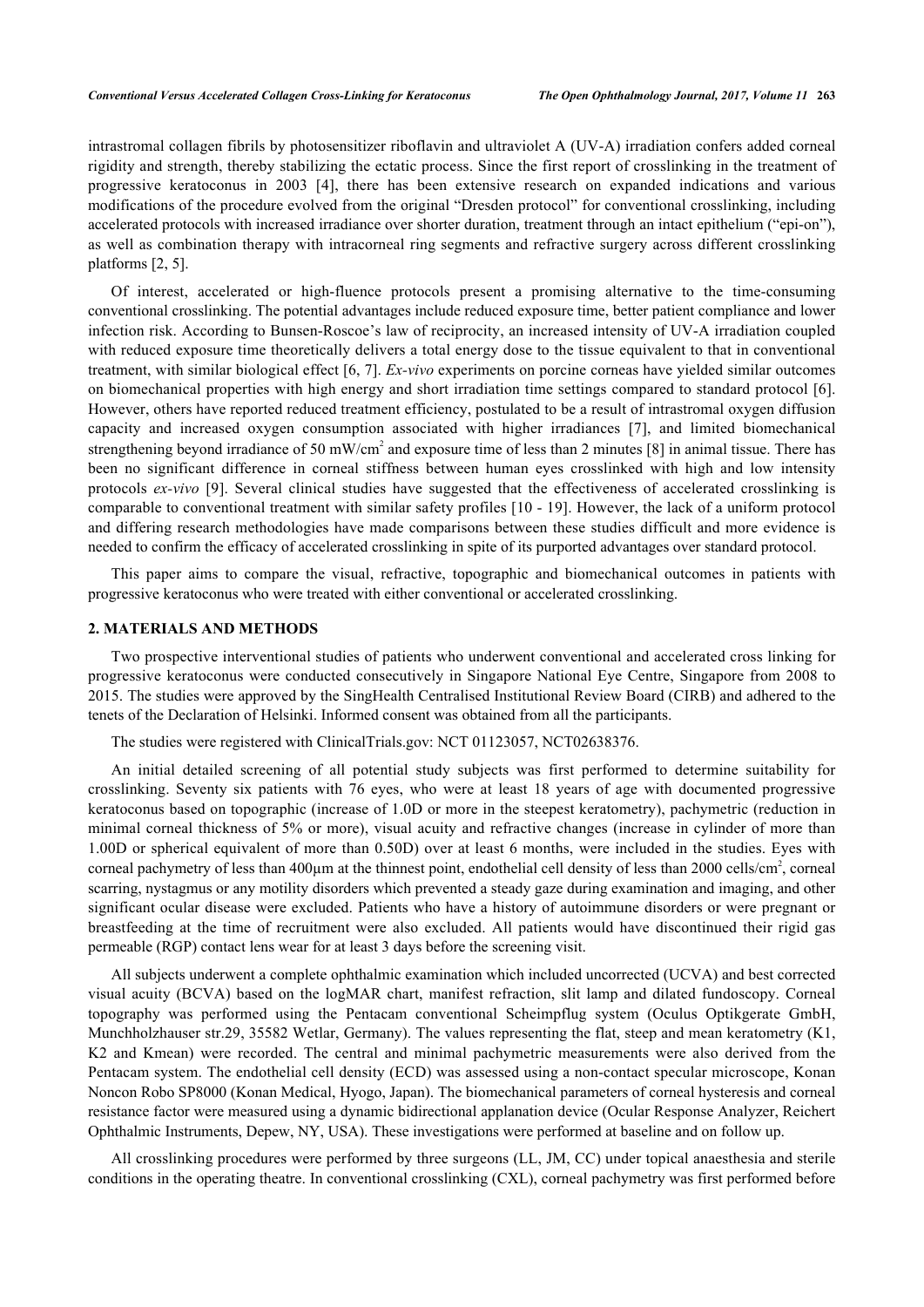intrastromal collagen fibrils by photosensitizer riboflavin and ultraviolet A (UV-A) irradiation confers added corneal rigidity and strength, thereby stabilizing the ectatic process. Since the first report of crosslinking in the treatment of progressive keratoconus in 2003 [4], there has been extensive research on expanded indications and various modifications of the procedure evolved from the original "Dresden protocol" for conventional crosslinking, including accelerated protocols with increased irradiance over shorter duration, treatment through an intact epithelium ("epi-on"), as well as combination therapy with intracorneal ring segments and refractive surgery across different crosslinking platforms [2, 5].

Of interest, accelerated or high-fluence protocols present a promising alternative to the time-consuming conventional crosslinking. The potential advantages include reduced exposure time, better patient compliance and lower infection risk. According to Bunsen-Roscoe's law of reciprocity, an increased intensity of UV-A irradiation coupled with reduced exposure time theoretically delivers a total energy dose to the tissue equivalent to that in conventional treatment, with similar biological effect [6, 7]. *Ex-vivo* experiments on porcine corneas have yielded similar outcomes on biomechanical properties with high energy and short irradiation time settings compared to standard protocol [6]. However, others have reported reduced treatment efficiency, postulated to be a result of intrastromal oxygen diffusion capacity and increased oxygen consumption associated with higher irradiances [7], and limited biomechanical strengthening beyond irradiance of 50 mW/cm$^2$ and exposure time of less than 2 minutes [8] in animal tissue. There has been no significant difference in corneal stiffness between human eyes crosslinked with high and low intensity protocols *ex-vivo* [9]. Several clinical studies have suggested that the effectiveness of accelerated crosslinking is comparable to conventional treatment with similar safety profiles [10 - 19]. However, the lack of a uniform protocol and differing research methodologies have made comparisons between these studies difficult and more evidence is needed to confirm the efficacy of accelerated crosslinking in spite of its purported advantages over standard protocol.

This paper aims to compare the visual, refractive, topographic and biomechanical outcomes in patients with progressive keratoconus who were treated with either conventional or accelerated crosslinking.

## 2. MATERIALS AND METHODS

Two prospective interventional studies of patients who underwent conventional and accelerated cross linking for progressive keratoconus were conducted consecutively in Singapore National Eye Centre, Singapore from 2008 to 2015. The studies were approved by the SingHealth Centralised Institutional Review Board (CIRB) and adhered to the tenets of the Declaration of Helsinki. Informed consent was obtained from all the participants.

The studies were registered with ClinicalTrials.gov: NCT 01123057, NCT02638376.

An initial detailed screening of all potential study subjects was first performed to determine suitability for crosslinking. Seventy six patients with 76 eyes, who were at least 18 years of age with documented progressive keratoconus based on topographic (increase of 1.0D or more in the steepest keratometry), pachymetric (reduction in minimal corneal thickness of 5% or more), visual acuity and refractive changes (increase in cylinder of more than 1.00D or spherical equivalent of more than 0.50D) over at least 6 months, were included in the studies. Eyes with corneal pachymetry of less than 400μm at the thinnest point, endothelial cell density of less than 2000 cells/cm$^2$, corneal scarring, nystagmus or any motility disorders which prevented a steady gaze during examination and imaging, and other significant ocular disease were excluded. Patients who have a history of autoimmune disorders or were pregnant or breastfeeding at the time of recruitment were also excluded. All patients would have discontinued their rigid gas permeable (RGP) contact lens wear for at least 3 days before the screening visit.

All subjects underwent a complete ophthalmic examination which included uncorrected (UCVA) and best corrected visual acuity (BCVA) based on the logMAR chart, manifest refraction, slit lamp and dilated fundoscopy. Corneal topography was performed using the Pentacam conventional Scheimpflug system (Oculus Optikgerate GmbH, Munchholzhauser str.29, 35582 Wetlar, Germany). The values representing the flat, steep and mean keratometry (K1, K2 and Kmean) were recorded. The central and minimal pachymetric measurements were also derived from the Pentacam system. The endothelial cell density (ECD) was assessed using a non-contact specular microscope, Konan Noncon Robo SP8000 (Konan Medical, Hyogo, Japan). The biomechanical parameters of corneal hysteresis and corneal resistance factor were measured using a dynamic bidirectional applanation device (Ocular Response Analyzer, Reichert Ophthalmic Instruments, Depew, NY, USA). These investigations were performed at baseline and on follow up.

All crosslinking procedures were performed by three surgeons (LL, JM, CC) under topical anaesthesia and sterile conditions in the operating theatre. In conventional crosslinking (CXL), corneal pachymetry was first performed before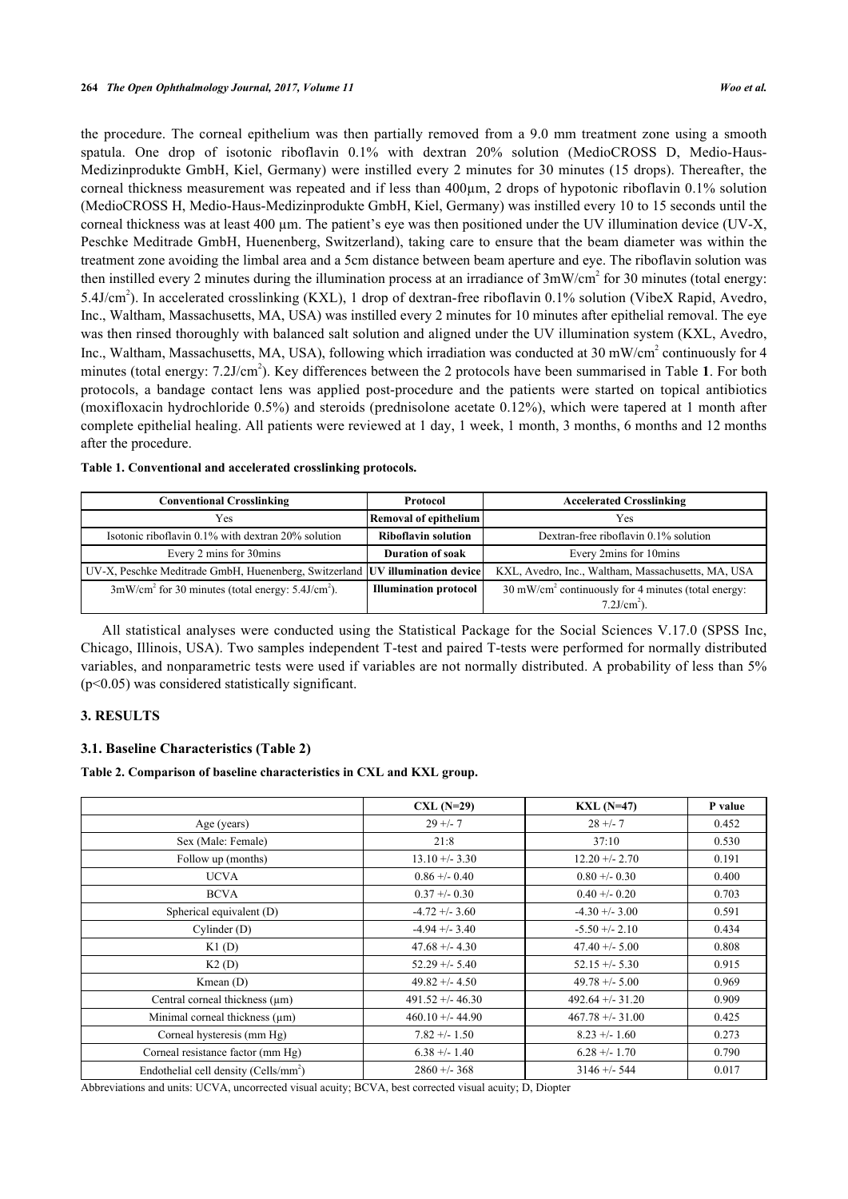the procedure. The corneal epithelium was then partially removed from a 9.0 mm treatment zone using a smooth spatula. One drop of isotonic riboflavin 0.1% with dextran 20% solution (MedioCROSS D, Medio-Haus-Medizinprodukte GmbH, Kiel, Germany) were instilled every 2 minutes for 30 minutes (15 drops). Thereafter, the corneal thickness measurement was repeated and if less than 400µm, 2 drops of hypotonic riboflavin 0.1% solution (MedioCROSS H, Medio-Haus-Medizinprodukte GmbH, Kiel, Germany) was instilled every 10 to 15 seconds until the corneal thickness was at least 400 µm. The patient's eye was then positioned under the UV illumination device (UV-X, Peschke Meditrade GmbH, Huenenberg, Switzerland), taking care to ensure that the beam diameter was within the treatment zone avoiding the limbal area and a 5cm distance between beam aperture and eye. The riboflavin solution was then instilled every 2 minutes during the illumination process at an irradiance of 3mW/cm$^2$ for 30 minutes (total energy: 5.4J/cm$^2$). In accelerated crosslinking (KXL), 1 drop of dextran-free riboflavin 0.1% solution (VibeX Rapid, Avedro, Inc., Waltham, Massachusetts, MA, USA) was instilled every 2 minutes for 10 minutes after epithelial removal. The eye was then rinsed thoroughly with balanced salt solution and aligned under the UV illumination system (KXL, Avedro, Inc., Waltham, Massachusetts, MA, USA), following which irradiation was conducted at 30 mW/cm$^2$ continuously for 4 minutes (total energy: 7.2J/cm$^2$). Key differences between the 2 protocols have been summarised in Table **1**. For both protocols, a bandage contact lens was applied post-procedure and the patients were started on topical antibiotics (moxifloxacin hydrochloride 0.5%) and steroids (prednisolone acetate 0.12%), which were tapered at 1 month after complete epithelial healing. All patients were reviewed at 1 day, 1 week, 1 month, 3 months, 6 months and 12 months after the procedure.

**Table 1. Conventional and accelerated crosslinking protocols.**

| Conventional Crosslinking | Protocol | Accelerated Crosslinking |
|---|---|---|
| Yes | **Removal of epithelium** | Yes |
| Isotonic riboflavin 0.1% with dextran 20% solution | **Riboflavin solution** | Dextran-free riboflavin 0.1% solution |
| Every 2 mins for 30mins | **Duration of soak** | Every 2mins for 10mins |
| UV-X, Peschke Meditrade GmbH, Huenenberg, Switzerland | **UV illumination device** | KXL, Avedro, Inc., Waltham, Massachusetts, MA, USA |
| 3mW/cm$^2$ for 30 minutes (total energy: 5.4J/cm$^2$). | **Illumination protocol** | 30 mW/cm$^2$ continuously for 4 minutes (total energy: 7.2J/cm$^2$). |

All statistical analyses were conducted using the Statistical Package for the Social Sciences V.17.0 (SPSS Inc, Chicago, Illinois, USA). Two samples independent T-test and paired T-tests were performed for normally distributed variables, and nonparametric tests were used if variables are not normally distributed. A probability of less than 5% ($p<0.05$) was considered statistically significant.

## 3. RESULTS

### 3.1. Baseline Characteristics (Table 2)

**Table 2. Comparison of baseline characteristics in CXL and KXL group.**

| | CXL (N=29) | KXL (N=47) | P value |
|---|---|---|---|
| Age (years) | 29 +/- 7 | 28 +/- 7 | 0.452 |
| Sex (Male: Female) | 21:8 | 37:10 | 0.530 |
| Follow up (months) | 13.10 +/- 3.30 | 12.20 +/- 2.70 | 0.191 |
| UCVA | 0.86 +/- 0.40 | 0.80 +/- 0.30 | 0.400 |
| BCVA | 0.37 +/- 0.30 | 0.40 +/- 0.20 | 0.703 |
| Spherical equivalent (D) | -4.72 +/- 3.60 | -4.30 +/- 3.00 | 0.591 |
| Cylinder (D) | -4.94 +/- 3.40 | -5.50 +/- 2.10 | 0.434 |
| K1 (D) | 47.68 +/- 4.30 | 47.40 +/- 5.00 | 0.808 |
| K2 (D) | 52.29 +/- 5.40 | 52.15 +/- 5.30 | 0.915 |
| Kmean (D) | 49.82 +/- 4.50 | 49.78 +/- 5.00 | 0.969 |
| Central corneal thickness (µm) | 491.52 +/- 46.30 | 492.64 +/- 31.20 | 0.909 |
| Minimal corneal thickness (µm) | 460.10 +/- 44.90 | 467.78 +/- 31.00 | 0.425 |
| Corneal hysteresis (mm Hg) | 7.82 +/- 1.50 | 8.23 +/- 1.60 | 0.273 |
| Corneal resistance factor (mm Hg) | 6.38 +/- 1.40 | 6.28 +/- 1.70 | 0.790 |
| Endothelial cell density (Cells/mm$^2$) | 2860 +/- 368 | 3146 +/- 544 | 0.017 |

Abbreviations and units: UCVA, uncorrected visual acuity; BCVA, best corrected visual acuity; D, Diopter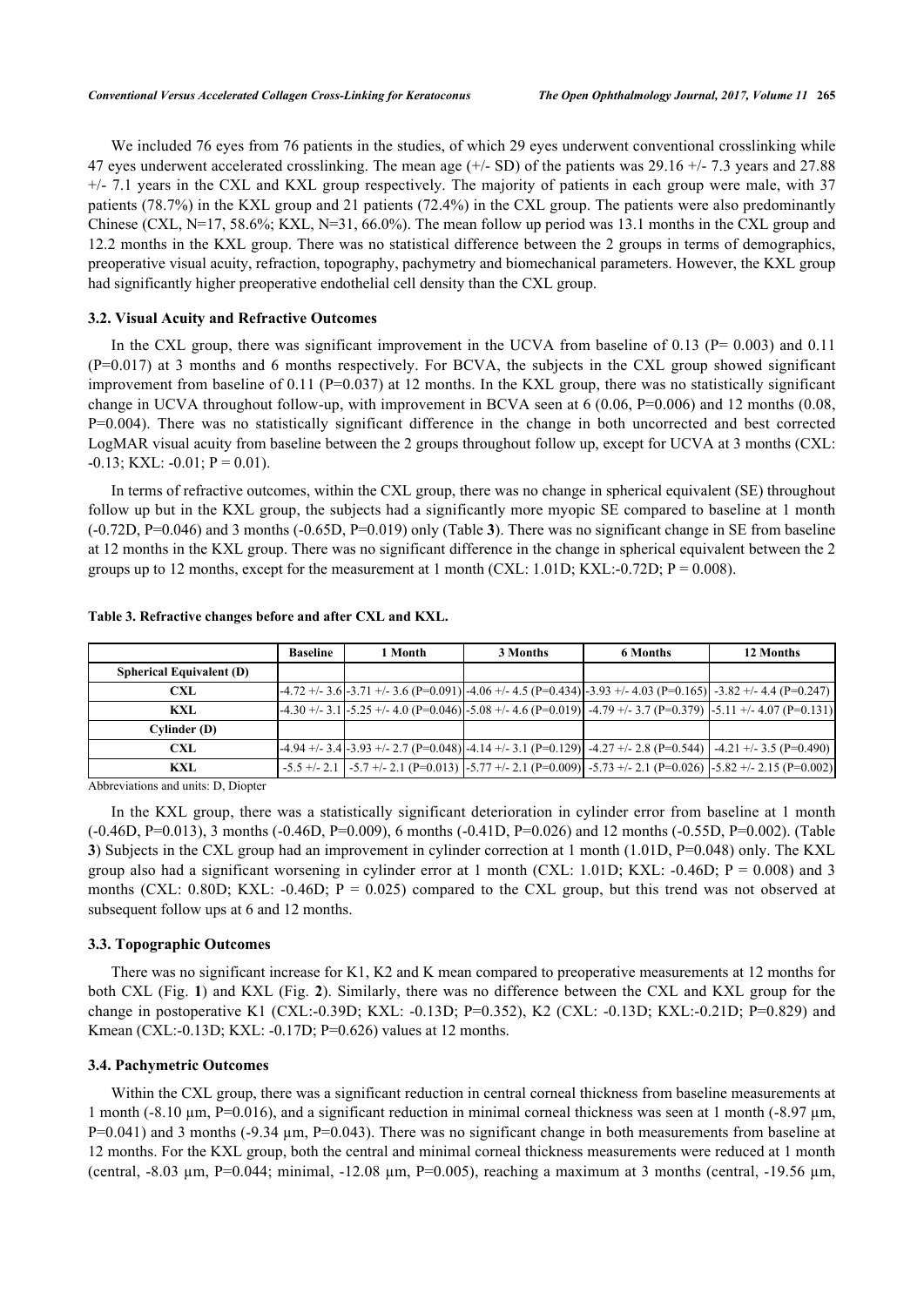We included 76 eyes from 76 patients in the studies, of which 29 eyes underwent conventional crosslinking while 47 eyes underwent accelerated crosslinking. The mean age (+/- SD) of the patients was 29.16 +/- 7.3 years and 27.88 +/- 7.1 years in the CXL and KXL group respectively. The majority of patients in each group were male, with 37 patients (78.7%) in the KXL group and 21 patients (72.4%) in the CXL group. The patients were also predominantly Chinese (CXL, N=17, 58.6%; KXL, N=31, 66.0%). The mean follow up period was 13.1 months in the CXL group and 12.2 months in the KXL group. There was no statistical difference between the 2 groups in terms of demographics, preoperative visual acuity, refraction, topography, pachymetry and biomechanical parameters. However, the KXL group had significantly higher preoperative endothelial cell density than the CXL group.

### 3.2. Visual Acuity and Refractive Outcomes

In the CXL group, there was significant improvement in the UCVA from baseline of 0.13 (P= 0.003) and 0.11 (P=0.017) at 3 months and 6 months respectively. For BCVA, the subjects in the CXL group showed significant improvement from baseline of 0.11 (P=0.037) at 12 months. In the KXL group, there was no statistically significant change in UCVA throughout follow-up, with improvement in BCVA seen at 6 (0.06, P=0.006) and 12 months (0.08, P=0.004). There was no statistically significant difference in the change in both uncorrected and best corrected LogMAR visual acuity from baseline between the 2 groups throughout follow up, except for UCVA at 3 months (CXL: -0.13; KXL: -0.01; P = 0.01).

In terms of refractive outcomes, within the CXL group, there was no change in spherical equivalent (SE) throughout follow up but in the KXL group, the subjects had a significantly more myopic SE compared to baseline at 1 month (-0.72D, P=0.046) and 3 months (-0.65D, P=0.019) only (Table **3**). There was no significant change in SE from baseline at 12 months in the KXL group. There was no significant difference in the change in spherical equivalent between the 2 groups up to 12 months, except for the measurement at 1 month (CXL: 1.01D; KXL:-0.72D; P = 0.008).

**Table 3. Refractive changes before and after CXL and KXL.**

| | Baseline | 1 Month | 3 Months | 6 Months | 12 Months |
|---|---|---|---|---|---|
| **Spherical Equivalent (D)** | | | | | |
| **CXL** | -4.72 +/- 3.6 | -3.71 +/- 3.6 (P=0.091) | -4.06 +/- 4.5 (P=0.434) | -3.93 +/- 4.03 (P=0.165) | -3.82 +/- 4.4 (P=0.247) |
| **KXL** | -4.30 +/- 3.1 | -5.25 +/- 4.0 (P=0.046) | -5.08 +/- 4.6 (P=0.019) | -4.79 +/- 3.7 (P=0.379) | -5.11 +/- 4.07 (P=0.131) |
| **Cylinder (D)** | | | | | |
| **CXL** | -4.94 +/- 3.4 | -3.93 +/- 2.7 (P=0.048) | -4.14 +/- 3.1 (P=0.129) | -4.27 +/- 2.8 (P=0.544) | -4.21 +/- 3.5 (P=0.490) |
| **KXL** | -5.5 +/- 2.1 | -5.7 +/- 2.1 (P=0.013) | -5.77 +/- 2.1 (P=0.009) | -5.73 +/- 2.1 (P=0.026) | -5.82 +/- 2.15 (P=0.002) |

Abbreviations and units: D, Diopter

In the KXL group, there was a statistically significant deterioration in cylinder error from baseline at 1 month (-0.46D, P=0.013), 3 months (-0.46D, P=0.009), 6 months (-0.41D, P=0.026) and 12 months (-0.55D, P=0.002). (Table **3**) Subjects in the CXL group had an improvement in cylinder correction at 1 month (1.01D, P=0.048) only. The KXL group also had a significant worsening in cylinder error at 1 month (CXL: 1.01D; KXL: -0.46D; P = 0.008) and 3 months (CXL: 0.80D; KXL: -0.46D; P = 0.025) compared to the CXL group, but this trend was not observed at subsequent follow ups at 6 and 12 months.

### 3.3. Topographic Outcomes

There was no significant increase for K1, K2 and K mean compared to preoperative measurements at 12 months for both CXL (Fig. **1**) and KXL (Fig. **2**). Similarly, there was no difference between the CXL and KXL group for the change in postoperative K1 (CXL:-0.39D; KXL: -0.13D; P=0.352), K2 (CXL: -0.13D; KXL:-0.21D; P=0.829) and Kmean (CXL:-0.13D; KXL: -0.17D; P=0.626) values at 12 months.

### 3.4. Pachymetric Outcomes

Within the CXL group, there was a significant reduction in central corneal thickness from baseline measurements at 1 month (-8.10 µm, P=0.016), and a significant reduction in minimal corneal thickness was seen at 1 month (-8.97 µm, P=0.041) and 3 months (-9.34 µm, P=0.043). There was no significant change in both measurements from baseline at 12 months. For the KXL group, both the central and minimal corneal thickness measurements were reduced at 1 month (central, -8.03 µm, P=0.044; minimal, -12.08 µm, P=0.005), reaching a maximum at 3 months (central, -19.56 µm,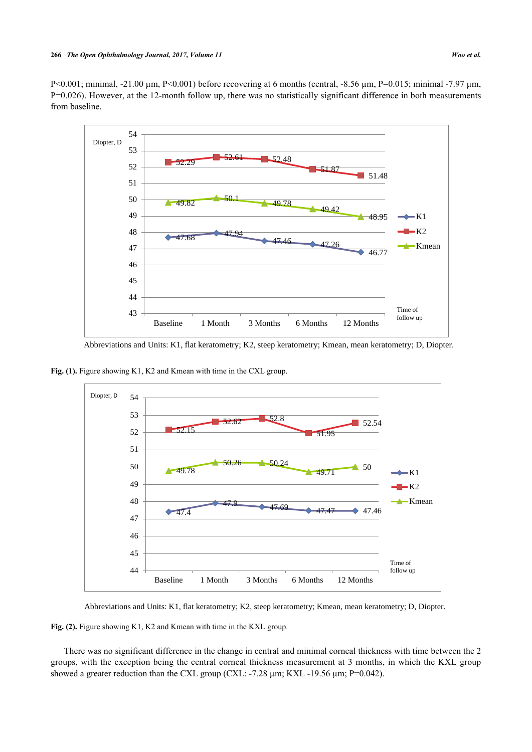P<0.001; minimal, -21.00 µm, P<0.001) before recovering at 6 months (central, -8.56 µm, P=0.015; minimal -7.97 µm, P=0.026). However, at the 12-month follow up, there was no statistically significant difference in both measurements from baseline.

Abbreviations and Units: K1, flat keratometry; K2, steep keratometry; Kmean, mean keratometry; D, Diopter.

**Fig. (1).** Figure showing K1, K2 and Kmean with time in the CXL group.

Abbreviations and Units: K1, flat keratometry; K2, steep keratometry; Kmean, mean keratometry; D, Diopter.

**Fig. (2).** Figure showing K1, K2 and Kmean with time in the KXL group.

There was no significant difference in the change in central and minimal corneal thickness with time between the 2 groups, with the exception being the central corneal thickness measurement at 3 months, in which the KXL group showed a greater reduction than the CXL group (CXL: -7.28 µm; KXL -19.56 µm; P=0.042).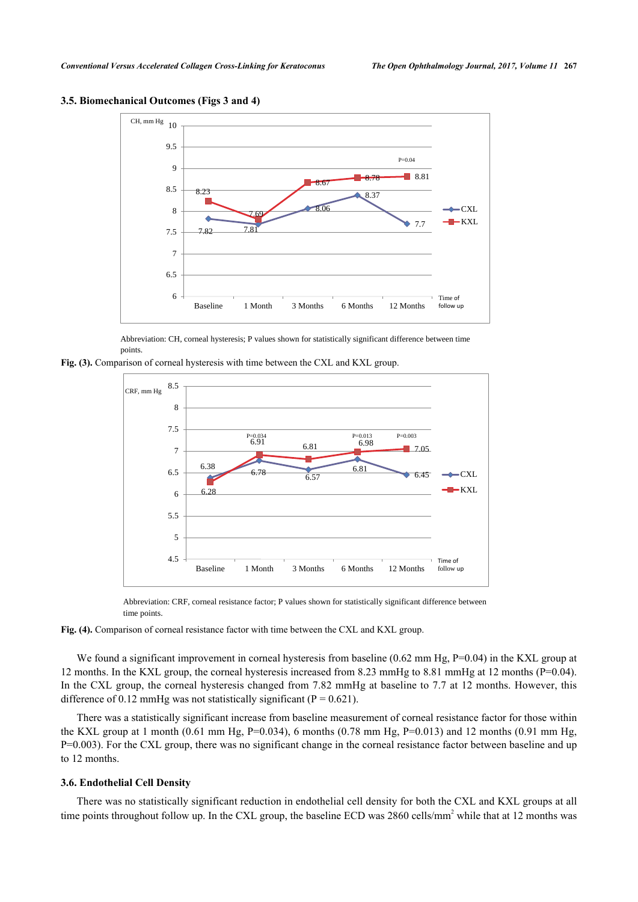### 3.5. Biomechanical Outcomes (Figs 3 and 4)

Abbreviation: CH, corneal hysteresis; P values shown for statistically significant difference between time points.

**Fig. (3).** Comparison of corneal hysteresis with time between the CXL and KXL group.

Abbreviation: CRF, corneal resistance factor; P values shown for statistically significant difference between time points.

**Fig. (4).** Comparison of corneal resistance factor with time between the CXL and KXL group.

We found a significant improvement in corneal hysteresis from baseline (0.62 mm Hg, P=0.04) in the KXL group at 12 months. In the KXL group, the corneal hysteresis increased from 8.23 mmHg to 8.81 mmHg at 12 months (P=0.04). In the CXL group, the corneal hysteresis changed from 7.82 mmHg at baseline to 7.7 at 12 months. However, this difference of 0.12 mmHg was not statistically significant (P = 0.621).

There was a statistically significant increase from baseline measurement of corneal resistance factor for those within the KXL group at 1 month (0.61 mm Hg, P=0.034), 6 months (0.78 mm Hg, P=0.013) and 12 months (0.91 mm Hg, P=0.003). For the CXL group, there was no significant change in the corneal resistance factor between baseline and up to 12 months.

### 3.6. Endothelial Cell Density

There was no statistically significant reduction in endothelial cell density for both the CXL and KXL groups at all time points throughout follow up. In the CXL group, the baseline ECD was 2860 cells/mm$^2$ while that at 12 months was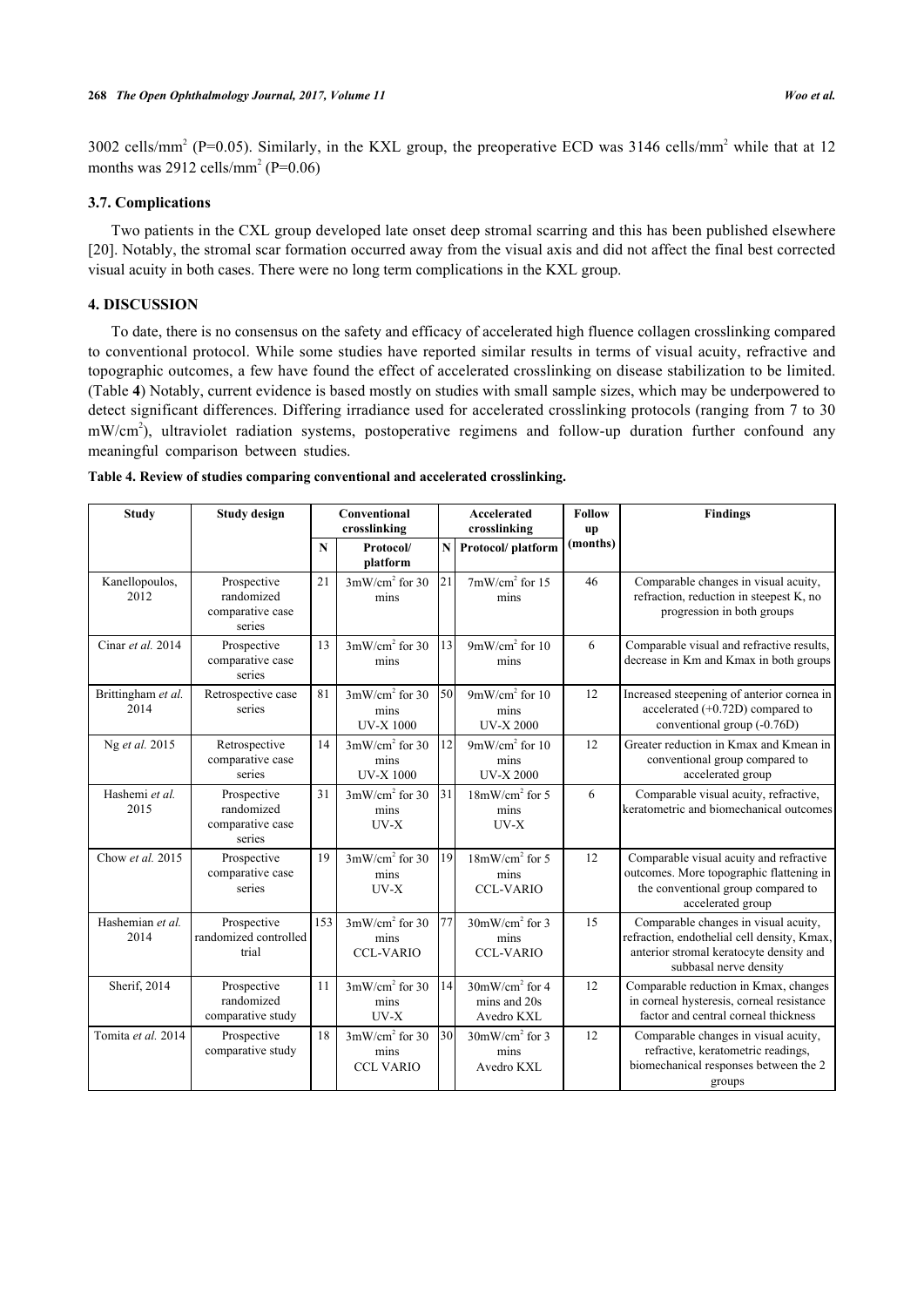3002 cells/mm$^2$ (P=0.05). Similarly, in the KXL group, the preoperative ECD was 3146 cells/mm$^2$ while that at 12 months was 2912 cells/mm$^2$ (P=0.06)

### 3.7. Complications

Two patients in the CXL group developed late onset deep stromal scarring and this has been published elsewhere [20]. Notably, the stromal scar formation occurred away from the visual axis and did not affect the final best corrected visual acuity in both cases. There were no long term complications in the KXL group.

## 4. DISCUSSION

To date, there is no consensus on the safety and efficacy of accelerated high fluence collagen crosslinking compared to conventional protocol. While some studies have reported similar results in terms of visual acuity, refractive and topographic outcomes, a few have found the effect of accelerated crosslinking on disease stabilization to be limited. (Table **4**) Notably, current evidence is based mostly on studies with small sample sizes, which may be underpowered to detect significant differences. Differing irradiance used for accelerated crosslinking protocols (ranging from 7 to 30 mW/cm$^2$), ultraviolet radiation systems, postoperative regimens and follow-up duration further confound any meaningful comparison between studies.

**Table 4. Review of studies comparing conventional and accelerated crosslinking.**

| Study | Study design | Conventional crosslinking | | Accelerated crosslinking | | Follow up (months) | Findings |
|---|---|---|---|---|---|---|---|
| | | N | Protocol/ platform | N | Protocol/ platform | | |
| Kanellopoulos, 2012 | Prospective randomized comparative case series | 21 | 3mW/cm$^2$ for 30 mins | 21 | 7mW/cm$^2$ for 15 mins | 46 | Comparable changes in visual acuity, refraction, reduction in steepest K, no progression in both groups |
| Cinar *et al.* 2014 | Prospective comparative case series | 13 | 3mW/cm$^2$ for 30 mins | 13 | 9mW/cm$^2$ for 10 mins | 6 | Comparable visual and refractive results, decrease in Km and Kmax in both groups |
| Brittingham *et al.* 2014 | Retrospective case series | 81 | 3mW/cm$^2$ for 30 mins UV-X 1000 | 50 | 9mW/cm$^2$ for 10 mins UV-X 2000 | 12 | Increased steepening of anterior cornea in accelerated (+0.72D) compared to conventional group (-0.76D) |
| Ng *et al.* 2015 | Retrospective comparative case series | 14 | 3mW/cm$^2$ for 30 mins UV-X 1000 | 12 | 9mW/cm$^2$ for 10 mins UV-X 2000 | 12 | Greater reduction in Kmax and Kmean in conventional group compared to accelerated group |
| Hashemi *et al.* 2015 | Prospective randomized comparative case series | 31 | 3mW/cm$^2$ for 30 mins UV-X | 31 | 18mW/cm$^2$ for 5 mins UV-X | 6 | Comparable visual acuity, refractive, keratometric and biomechanical outcomes |
| Chow *et al.* 2015 | Prospective comparative case series | 19 | 3mW/cm$^2$ for 30 mins UV-X | 19 | 18mW/cm$^2$ for 5 mins CCL-VARIO | 12 | Comparable visual acuity and refractive outcomes. More topographic flattening in the conventional group compared to accelerated group |
| Hashemian *et al.* 2014 | Prospective randomized controlled trial | 153 | 3mW/cm$^2$ for 30 mins CCL-VARIO | 77 | 30mW/cm$^2$ for 3 mins CCL-VARIO | 15 | Comparable changes in visual acuity, refraction, endothelial cell density, Kmax, anterior stromal keratocyte density and subbasal nerve density |
| Sherif, 2014 | Prospective randomized comparative study | 11 | 3mW/cm$^2$ for 30 mins UV-X | 14 | 30mW/cm$^2$ for 4 mins and 20s Avedro KXL | 12 | Comparable reduction in Kmax, changes in corneal hysteresis, corneal resistance factor and central corneal thickness |
| Tomita *et al.* 2014 | Prospective comparative study | 18 | 3mW/cm$^2$ for 30 mins CCL VARIO | 30 | 30mW/cm$^2$ for 3 mins Avedro KXL | 12 | Comparable changes in visual acuity, refractive, keratometric readings, biomechanical responses between the 2 groups |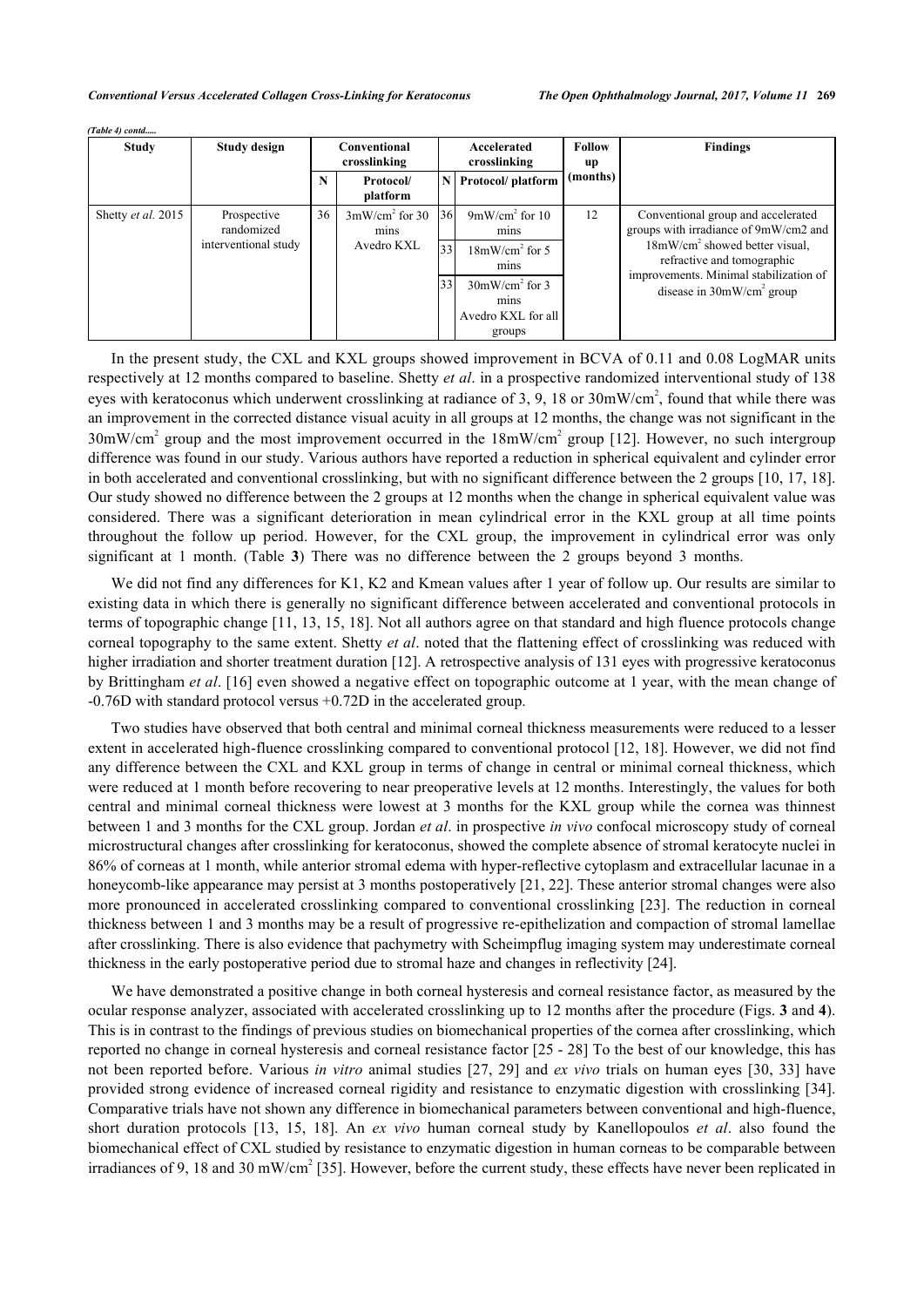*(Table 4) contd.....*

| Study | Study design | Conventional crosslinking | | Accelerated crosslinking | | Follow up (months) | Findings |
|---|---|---|---|---|---|---|---|
| | | N | Protocol/ platform | N | Protocol/ platform | | |
| Shetty *et al.* 2015 | Prospective randomized interventional study | 36 | 3mW/cm$^2$ for 30 mins Avedro KXL | 36 | 9mW/cm$^2$ for 10 mins | 12 | Conventional group and accelerated groups with irradiance of 9mW/cm2 and 18mW/cm$^2$ showed better visual, refractive and tomographic improvements. Minimal stabilization of disease in 30mW/cm$^2$ group |
| | | | | 33 | 18mW/cm$^2$ for 5 mins | | |
| | | | | 33 | 30mW/cm$^2$ for 3 mins Avedro KXL for all groups | | |

In the present study, the CXL and KXL groups showed improvement in BCVA of 0.11 and 0.08 LogMAR units respectively at 12 months compared to baseline. Shetty *et al*. in a prospective randomized interventional study of 138 eyes with keratoconus which underwent crosslinking at radiance of 3, 9, 18 or 30mW/cm$^2$, found that while there was an improvement in the corrected distance visual acuity in all groups at 12 months, the change was not significant in the 30mW/cm$^2$ group and the most improvement occurred in the 18mW/cm$^2$ group [12]. However, no such intergroup difference was found in our study. Various authors have reported a reduction in spherical equivalent and cylinder error in both accelerated and conventional crosslinking, but with no significant difference between the 2 groups [10, 17, 18]. Our study showed no difference between the 2 groups at 12 months when the change in spherical equivalent value was considered. There was a significant deterioration in mean cylindrical error in the KXL group at all time points throughout the follow up period. However, for the CXL group, the improvement in cylindrical error was only significant at 1 month. (Table **3**) There was no difference between the 2 groups beyond 3 months.

We did not find any differences for K1, K2 and Kmean values after 1 year of follow up. Our results are similar to existing data in which there is generally no significant difference between accelerated and conventional protocols in terms of topographic change [11, 13, 15, 18]. Not all authors agree on that standard and high fluence protocols change corneal topography to the same extent. Shetty *et al*. noted that the flattening effect of crosslinking was reduced with higher irradiation and shorter treatment duration [12]. A retrospective analysis of 131 eyes with progressive keratoconus by Brittingham *et al*. [16] even showed a negative effect on topographic outcome at 1 year, with the mean change of -0.76D with standard protocol versus +0.72D in the accelerated group.

Two studies have observed that both central and minimal corneal thickness measurements were reduced to a lesser extent in accelerated high-fluence crosslinking compared to conventional protocol [12, 18]. However, we did not find any difference between the CXL and KXL group in terms of change in central or minimal corneal thickness, which were reduced at 1 month before recovering to near preoperative levels at 12 months. Interestingly, the values for both central and minimal corneal thickness were lowest at 3 months for the KXL group while the cornea was thinnest between 1 and 3 months for the CXL group. Jordan *et al*. in prospective *in vivo* confocal microscopy study of corneal microstructural changes after crosslinking for keratoconus, showed the complete absence of stromal keratocyte nuclei in 86% of corneas at 1 month, while anterior stromal edema with hyper-reflective cytoplasm and extracellular lacunae in a honeycomb-like appearance may persist at 3 months postoperatively [21, 22]. These anterior stromal changes were also more pronounced in accelerated crosslinking compared to conventional crosslinking [23]. The reduction in corneal thickness between 1 and 3 months may be a result of progressive re-epithelization and compaction of stromal lamellae after crosslinking. There is also evidence that pachymetry with Scheimpflug imaging system may underestimate corneal thickness in the early postoperative period due to stromal haze and changes in reflectivity [24].

We have demonstrated a positive change in both corneal hysteresis and corneal resistance factor, as measured by the ocular response analyzer, associated with accelerated crosslinking up to 12 months after the procedure (Figs. **3** and **4**). This is in contrast to the findings of previous studies on biomechanical properties of the cornea after crosslinking, which reported no change in corneal hysteresis and corneal resistance factor [25 - 28] To the best of our knowledge, this has not been reported before. Various *in vitro* animal studies [27, 29] and *ex vivo* trials on human eyes [30, 33] have provided strong evidence of increased corneal rigidity and resistance to enzymatic digestion with crosslinking [34]. Comparative trials have not shown any difference in biomechanical parameters between conventional and high-fluence, short duration protocols [13, 15, 18]. An *ex vivo* human corneal study by Kanellopoulos *et al*. also found the biomechanical effect of CXL studied by resistance to enzymatic digestion in human corneas to be comparable between irradiances of 9, 18 and 30 mW/cm$^2$ [35]. However, before the current study, these effects have never been replicated in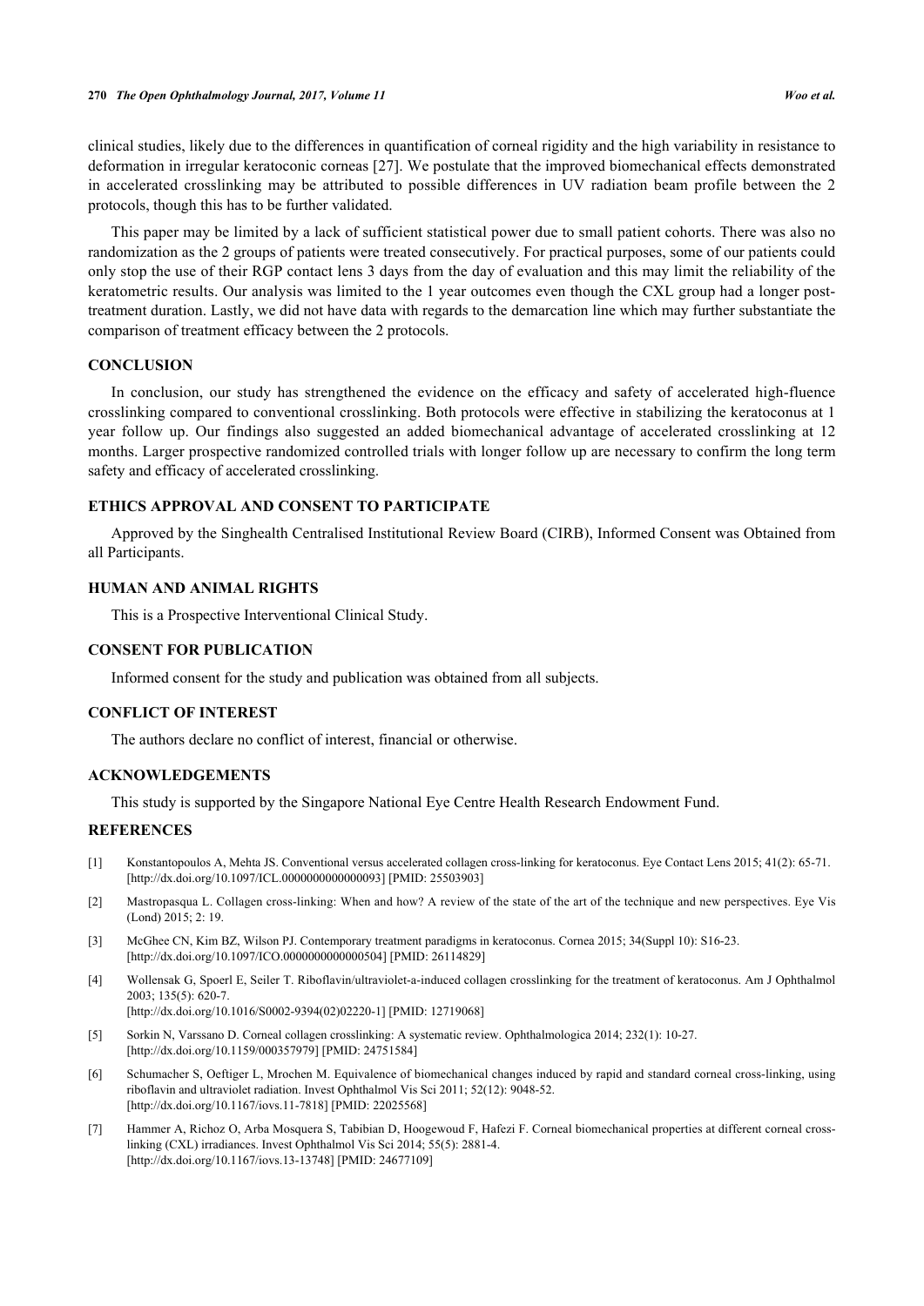clinical studies, likely due to the differences in quantification of corneal rigidity and the high variability in resistance to deformation in irregular keratoconic corneas [27]. We postulate that the improved biomechanical effects demonstrated in accelerated crosslinking may be attributed to possible differences in UV radiation beam profile between the 2 protocols, though this has to be further validated.

This paper may be limited by a lack of sufficient statistical power due to small patient cohorts. There was also no randomization as the 2 groups of patients were treated consecutively. For practical purposes, some of our patients could only stop the use of their RGP contact lens 3 days from the day of evaluation and this may limit the reliability of the keratometric results. Our analysis was limited to the 1 year outcomes even though the CXL group had a longer post-treatment duration. Lastly, we did not have data with regards to the demarcation line which may further substantiate the comparison of treatment efficacy between the 2 protocols.

## CONCLUSION

In conclusion, our study has strengthened the evidence on the efficacy and safety of accelerated high-fluence crosslinking compared to conventional crosslinking. Both protocols were effective in stabilizing the keratoconus at 1 year follow up. Our findings also suggested an added biomechanical advantage of accelerated crosslinking at 12 months. Larger prospective randomized controlled trials with longer follow up are necessary to confirm the long term safety and efficacy of accelerated crosslinking.

## ETHICS APPROVAL AND CONSENT TO PARTICIPATE

Approved by the Singhealth Centralised Institutional Review Board (CIRB), Informed Consent was Obtained from all Participants.

## HUMAN AND ANIMAL RIGHTS

This is a Prospective Interventional Clinical Study.

## CONSENT FOR PUBLICATION

Informed consent for the study and publication was obtained from all subjects.

## CONFLICT OF INTEREST

The authors declare no conflict of interest, financial or otherwise.

## ACKNOWLEDGEMENTS

This study is supported by the Singapore National Eye Centre Health Research Endowment Fund.

## REFERENCES

[1] Konstantopoulos A, Mehta JS. Conventional versus accelerated collagen cross-linking for keratoconus. Eye Contact Lens 2015; 41(2): 65-71. [http://dx.doi.org/10.1097/ICL.0000000000000093] [PMID: 25503903]

[2] Mastropasqua L. Collagen cross-linking: When and how? A review of the state of the art of the technique and new perspectives. Eye Vis (Lond) 2015; 2: 19.

[3] McGhee CN, Kim BZ, Wilson PJ. Contemporary treatment paradigms in keratoconus. Cornea 2015; 34(Suppl 10): S16-23. [http://dx.doi.org/10.1097/ICO.0000000000000504] [PMID: 26114829]

[4] Wollensak G, Spoerl E, Seiler T. Riboflavin/ultraviolet-a-induced collagen crosslinking for the treatment of keratoconus. Am J Ophthalmol 2003; 135(5): 620-7. [http://dx.doi.org/10.1016/S0002-9394(02)02220-1] [PMID: 12719068]

[5] Sorkin N, Varssano D. Corneal collagen crosslinking: A systematic review. Ophthalmologica 2014; 232(1): 10-27. [http://dx.doi.org/10.1159/000357979] [PMID: 24751584]

[6] Schumacher S, Oeftiger L, Mrochen M. Equivalence of biomechanical changes induced by rapid and standard corneal cross-linking, using riboflavin and ultraviolet radiation. Invest Ophthalmol Vis Sci 2011; 52(12): 9048-52. [http://dx.doi.org/10.1167/iovs.11-7818] [PMID: 22025568]

[7] Hammer A, Richoz O, Arba Mosquera S, Tabibian D, Hoogewoud F, Hafezi F. Corneal biomechanical properties at different corneal cross-linking (CXL) irradiances. Invest Ophthalmol Vis Sci 2014; 55(5): 2881-4. [http://dx.doi.org/10.1167/iovs.13-13748] [PMID: 24677109]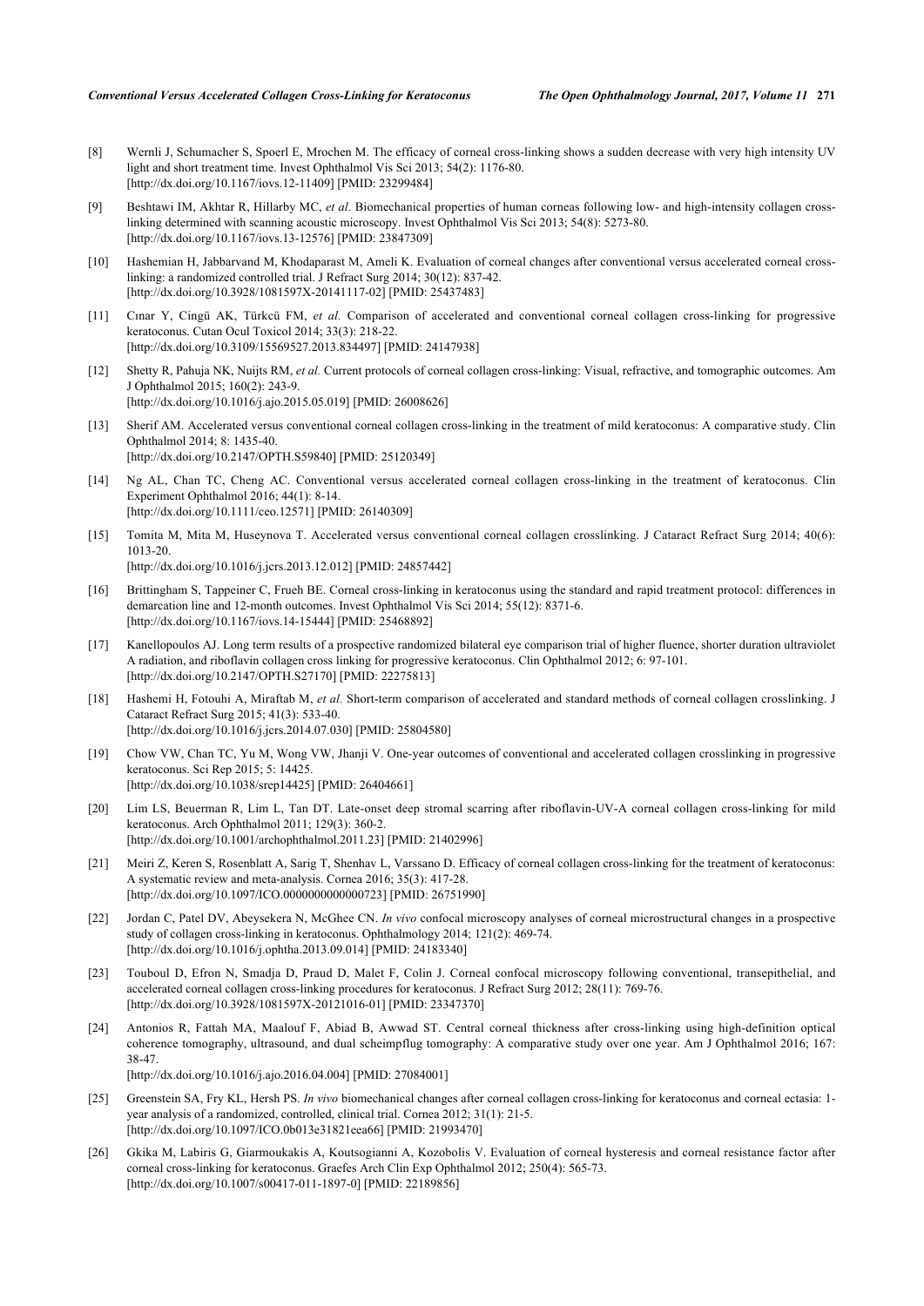[8] Wernli J, Schumacher S, Spoerl E, Mrochen M. The efficacy of corneal cross-linking shows a sudden decrease with very high intensity UV light and short treatment time. Invest Ophthalmol Vis Sci 2013; 54(2): 1176-80.
[http://dx.doi.org/10.1167/iovs.12-11409] [PMID: 23299484]

[9] Beshtawi IM, Akhtar R, Hillarby MC, *et al.* Biomechanical properties of human corneas following low- and high-intensity collagen cross-linking determined with scanning acoustic microscopy. Invest Ophthalmol Vis Sci 2013; 54(8): 5273-80.
[http://dx.doi.org/10.1167/iovs.13-12576] [PMID: 23847309]

[10] Hashemian H, Jabbarvand M, Khodaparast M, Ameli K. Evaluation of corneal changes after conventional versus accelerated corneal cross-linking: a randomized controlled trial. J Refract Surg 2014; 30(12): 837-42.
[http://dx.doi.org/10.3928/1081597X-20141117-02] [PMID: 25437483]

[11] Cınar Y, Cingü AK, Türkcü FM, *et al.* Comparison of accelerated and conventional corneal collagen cross-linking for progressive keratoconus. Cutan Ocul Toxicol 2014; 33(3): 218-22.
[http://dx.doi.org/10.3109/15569527.2013.834497] [PMID: 24147938]

[12] Shetty R, Pahuja NK, Nuijts RM, *et al.* Current protocols of corneal collagen cross-linking: Visual, refractive, and tomographic outcomes. Am J Ophthalmol 2015; 160(2): 243-9.
[http://dx.doi.org/10.1016/j.ajo.2015.05.019] [PMID: 26008626]

[13] Sherif AM. Accelerated versus conventional corneal collagen cross-linking in the treatment of mild keratoconus: A comparative study. Clin Ophthalmol 2014; 8: 1435-40.
[http://dx.doi.org/10.2147/OPTH.S59840] [PMID: 25120349]

[14] Ng AL, Chan TC, Cheng AC. Conventional versus accelerated corneal collagen cross-linking in the treatment of keratoconus. Clin Experiment Ophthalmol 2016; 44(1): 8-14.
[http://dx.doi.org/10.1111/ceo.12571] [PMID: 26140309]

[15] Tomita M, Mita M, Huseynova T. Accelerated versus conventional corneal collagen crosslinking. J Cataract Refract Surg 2014; 40(6): 1013-20.
[http://dx.doi.org/10.1016/j.jcrs.2013.12.012] [PMID: 24857442]

[16] Brittingham S, Tappeiner C, Frueh BE. Corneal cross-linking in keratoconus using the standard and rapid treatment protocol: differences in demarcation line and 12-month outcomes. Invest Ophthalmol Vis Sci 2014; 55(12): 8371-6.
[http://dx.doi.org/10.1167/iovs.14-15444] [PMID: 25468892]

[17] Kanellopoulos AJ. Long term results of a prospective randomized bilateral eye comparison trial of higher fluence, shorter duration ultraviolet A radiation, and riboflavin collagen cross linking for progressive keratoconus. Clin Ophthalmol 2012; 6: 97-101.
[http://dx.doi.org/10.2147/OPTH.S27170] [PMID: 22275813]

[18] Hashemi H, Fotouhi A, Miraftab M, *et al.* Short-term comparison of accelerated and standard methods of corneal collagen crosslinking. J Cataract Refract Surg 2015; 41(3): 533-40.
[http://dx.doi.org/10.1016/j.jcrs.2014.07.030] [PMID: 25804580]

[19] Chow VW, Chan TC, Yu M, Wong VW, Jhanji V. One-year outcomes of conventional and accelerated collagen crosslinking in progressive keratoconus. Sci Rep 2015; 5: 14425.
[http://dx.doi.org/10.1038/srep14425] [PMID: 26404661]

[20] Lim LS, Beuerman R, Lim L, Tan DT. Late-onset deep stromal scarring after riboflavin-UV-A corneal collagen cross-linking for mild keratoconus. Arch Ophthalmol 2011; 129(3): 360-2.
[http://dx.doi.org/10.1001/archophthalmol.2011.23] [PMID: 21402996]

[21] Meiri Z, Keren S, Rosenblatt A, Sarig T, Shenhav L, Varssano D. Efficacy of corneal collagen cross-linking for the treatment of keratoconus: A systematic review and meta-analysis. Cornea 2016; 35(3): 417-28.
[http://dx.doi.org/10.1097/ICO.0000000000000723] [PMID: 26751990]

[22] Jordan C, Patel DV, Abeysekera N, McGhee CN. *In vivo* confocal microscopy analyses of corneal microstructural changes in a prospective study of collagen cross-linking in keratoconus. Ophthalmology 2014; 121(2): 469-74.
[http://dx.doi.org/10.1016/j.ophtha.2013.09.014] [PMID: 24183340]

[23] Touboul D, Efron N, Smadja D, Praud D, Malet F, Colin J. Corneal confocal microscopy following conventional, transepithelial, and accelerated corneal collagen cross-linking procedures for keratoconus. J Refract Surg 2012; 28(11): 769-76.
[http://dx.doi.org/10.3928/1081597X-20121016-01] [PMID: 23347370]

[24] Antonios R, Fattah MA, Maalouf F, Abiad B, Awwad ST. Central corneal thickness after cross-linking using high-definition optical coherence tomography, ultrasound, and dual scheimpflug tomography: A comparative study over one year. Am J Ophthalmol 2016; 167: 38-47.
[http://dx.doi.org/10.1016/j.ajo.2016.04.004] [PMID: 27084001]

[25] Greenstein SA, Fry KL, Hersh PS. *In vivo* biomechanical changes after corneal collagen cross-linking for keratoconus and corneal ectasia: 1-year analysis of a randomized, controlled, clinical trial. Cornea 2012; 31(1): 21-5.
[http://dx.doi.org/10.1097/ICO.0b013e31821eea66] [PMID: 21993470]

[26] Gkika M, Labiris G, Giarmoukakis A, Koutsogianni A, Kozobolis V. Evaluation of corneal hysteresis and corneal resistance factor after corneal cross-linking for keratoconus. Graefes Arch Clin Exp Ophthalmol 2012; 250(4): 565-73.
[http://dx.doi.org/10.1007/s00417-011-1897-0] [PMID: 22189856]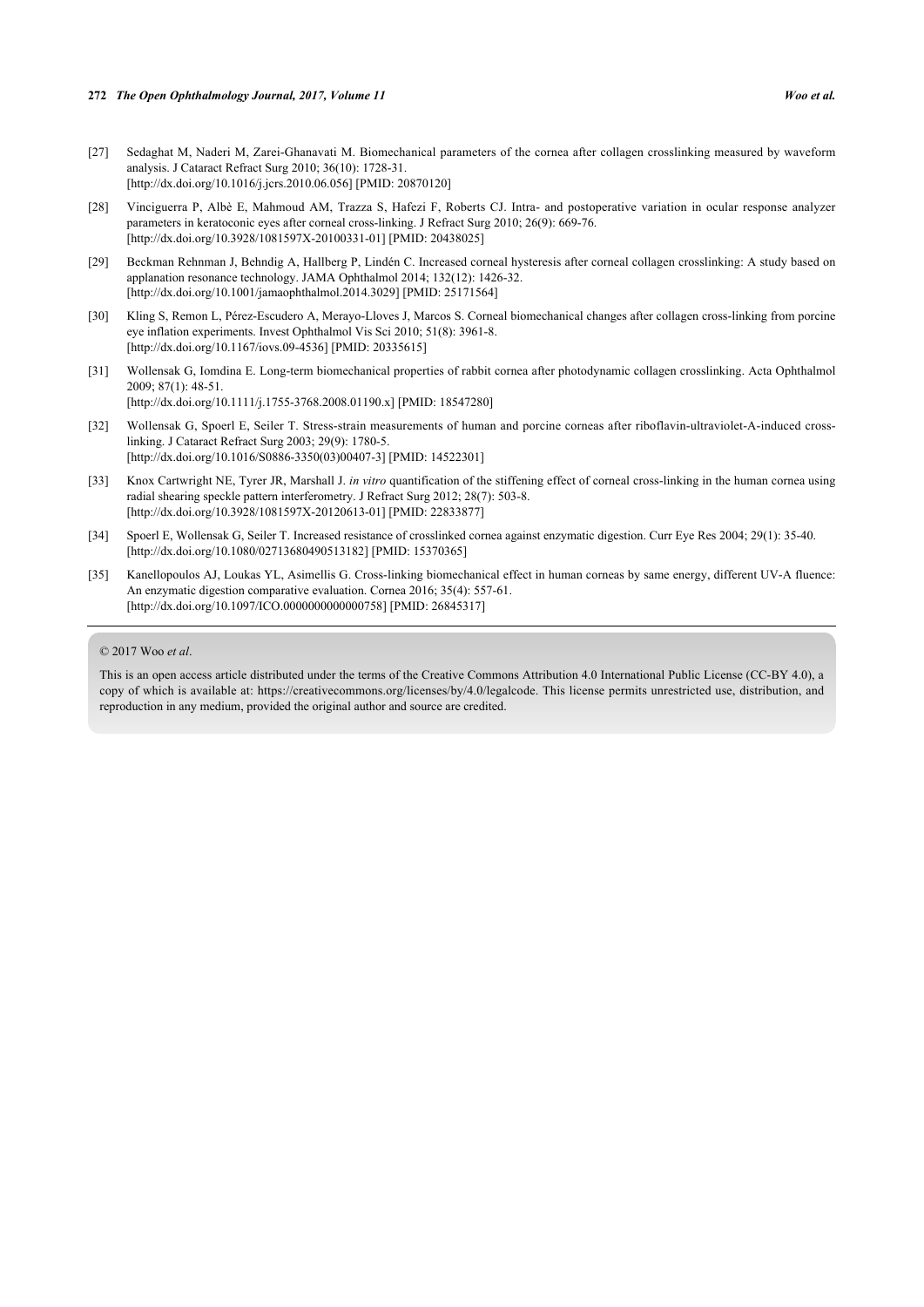[27] Sedaghat M, Naderi M, Zarei-Ghanavati M. Biomechanical parameters of the cornea after collagen crosslinking measured by waveform analysis. J Cataract Refract Surg 2010; 36(10): 1728-31.
[http://dx.doi.org/10.1016/j.jcrs.2010.06.056] [PMID: 20870120]

[28] Vinciguerra P, Albè E, Mahmoud AM, Trazza S, Hafezi F, Roberts CJ. Intra- and postoperative variation in ocular response analyzer parameters in keratoconic eyes after corneal cross-linking. J Refract Surg 2010; 26(9): 669-76.
[http://dx.doi.org/10.3928/1081597X-20100331-01] [PMID: 20438025]

[29] Beckman Rehnman J, Behndig A, Hallberg P, Lindén C. Increased corneal hysteresis after corneal collagen crosslinking: A study based on applanation resonance technology. JAMA Ophthalmol 2014; 132(12): 1426-32.
[http://dx.doi.org/10.1001/jamaophthalmol.2014.3029] [PMID: 25171564]

[30] Kling S, Remon L, Pérez-Escudero A, Merayo-Lloves J, Marcos S. Corneal biomechanical changes after collagen cross-linking from porcine eye inflation experiments. Invest Ophthalmol Vis Sci 2010; 51(8): 3961-8.
[http://dx.doi.org/10.1167/iovs.09-4536] [PMID: 20335615]

[31] Wollensak G, Iomdina E. Long-term biomechanical properties of rabbit cornea after photodynamic collagen crosslinking. Acta Ophthalmol 2009; 87(1): 48-51.
[http://dx.doi.org/10.1111/j.1755-3768.2008.01190.x] [PMID: 18547280]

[32] Wollensak G, Spoerl E, Seiler T. Stress-strain measurements of human and porcine corneas after riboflavin-ultraviolet-A-induced cross-linking. J Cataract Refract Surg 2003; 29(9): 1780-5.
[http://dx.doi.org/10.1016/S0886-3350(03)00407-3] [PMID: 14522301]

[33] Knox Cartwright NE, Tyrer JR, Marshall J. *in vitro* quantification of the stiffening effect of corneal cross-linking in the human cornea using radial shearing speckle pattern interferometry. J Refract Surg 2012; 28(7): 503-8.
[http://dx.doi.org/10.3928/1081597X-20120613-01] [PMID: 22833877]

[34] Spoerl E, Wollensak G, Seiler T. Increased resistance of crosslinked cornea against enzymatic digestion. Curr Eye Res 2004; 29(1): 35-40.
[http://dx.doi.org/10.1080/02713680490513182] [PMID: 15370365]

[35] Kanellopoulos AJ, Loukas YL, Asimellis G. Cross-linking biomechanical effect in human corneas by same energy, different UV-A fluence: An enzymatic digestion comparative evaluation. Cornea 2016; 35(4): 557-61.
[http://dx.doi.org/10.1097/ICO.0000000000000758] [PMID: 26845317]

© 2017 Woo *et al*.

This is an open access article distributed under the terms of the Creative Commons Attribution 4.0 International Public License (CC-BY 4.0), a copy of which is available at: https://creativecommons.org/licenses/by/4.0/legalcode. This license permits unrestricted use, distribution, and reproduction in any medium, provided the original author and source are credited.